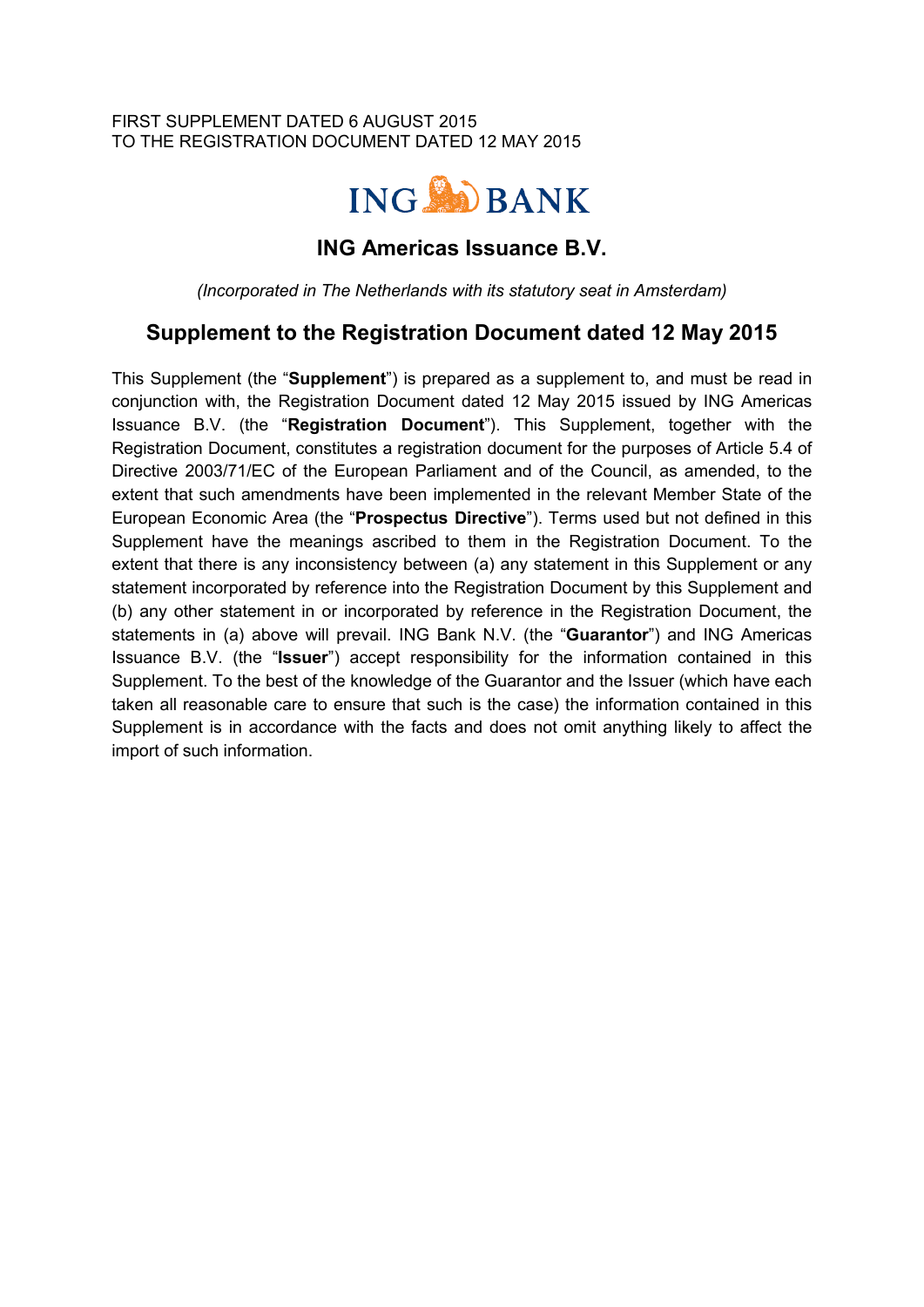FIRST SUPPLEMENT DATED 6 AUGUST 2015
TO THE REGISTRATION DOCUMENT DATED 12 MAY 2015

ING BANK

# ING Americas Issuance B.V.

*(Incorporated in The Netherlands with its statutory seat in Amsterdam)*

## Supplement to the Registration Document dated 12 May 2015

This Supplement (the "**Supplement**") is prepared as a supplement to, and must be read in conjunction with, the Registration Document dated 12 May 2015 issued by ING Americas Issuance B.V. (the "**Registration Document**"). This Supplement, together with the Registration Document, constitutes a registration document for the purposes of Article 5.4 of Directive 2003/71/EC of the European Parliament and of the Council, as amended, to the extent that such amendments have been implemented in the relevant Member State of the European Economic Area (the "**Prospectus Directive**"). Terms used but not defined in this Supplement have the meanings ascribed to them in the Registration Document. To the extent that there is any inconsistency between (a) any statement in this Supplement or any statement incorporated by reference into the Registration Document by this Supplement and (b) any other statement in or incorporated by reference in the Registration Document, the statements in (a) above will prevail. ING Bank N.V. (the "**Guarantor**") and ING Americas Issuance B.V. (the "**Issuer**") accept responsibility for the information contained in this Supplement. To the best of the knowledge of the Guarantor and the Issuer (which have each taken all reasonable care to ensure that such is the case) the information contained in this Supplement is in accordance with the facts and does not omit anything likely to affect the import of such information.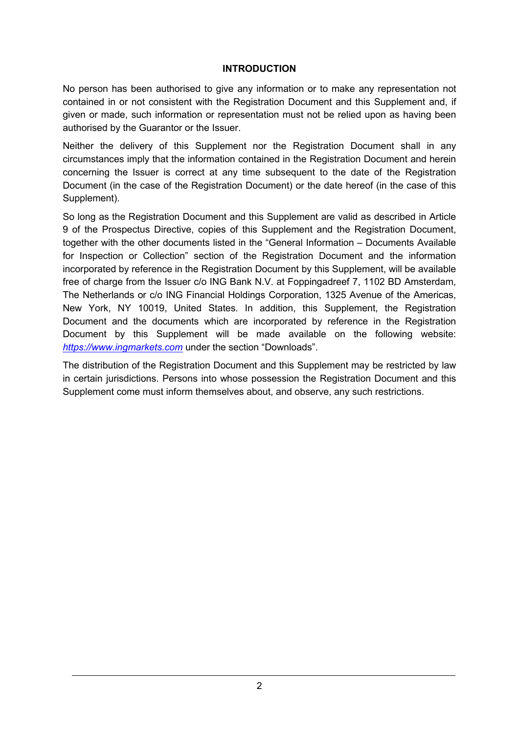## INTRODUCTION

No person has been authorised to give any information or to make any representation not contained in or not consistent with the Registration Document and this Supplement and, if given or made, such information or representation must not be relied upon as having been authorised by the Guarantor or the Issuer.

Neither the delivery of this Supplement nor the Registration Document shall in any circumstances imply that the information contained in the Registration Document and herein concerning the Issuer is correct at any time subsequent to the date of the Registration Document (in the case of the Registration Document) or the date hereof (in the case of this Supplement).

So long as the Registration Document and this Supplement are valid as described in Article 9 of the Prospectus Directive, copies of this Supplement and the Registration Document, together with the other documents listed in the "General Information – Documents Available for Inspection or Collection" section of the Registration Document and the information incorporated by reference in the Registration Document by this Supplement, will be available free of charge from the Issuer c/o ING Bank N.V. at Foppingadreef 7, 1102 BD Amsterdam, The Netherlands or c/o ING Financial Holdings Corporation, 1325 Avenue of the Americas, New York, NY 10019, United States. In addition, this Supplement, the Registration Document and the documents which are incorporated by reference in the Registration Document by this Supplement will be made available on the following website: *https://www.ingmarkets.com* under the section "Downloads".

The distribution of the Registration Document and this Supplement may be restricted by law in certain jurisdictions. Persons into whose possession the Registration Document and this Supplement come must inform themselves about, and observe, any such restrictions.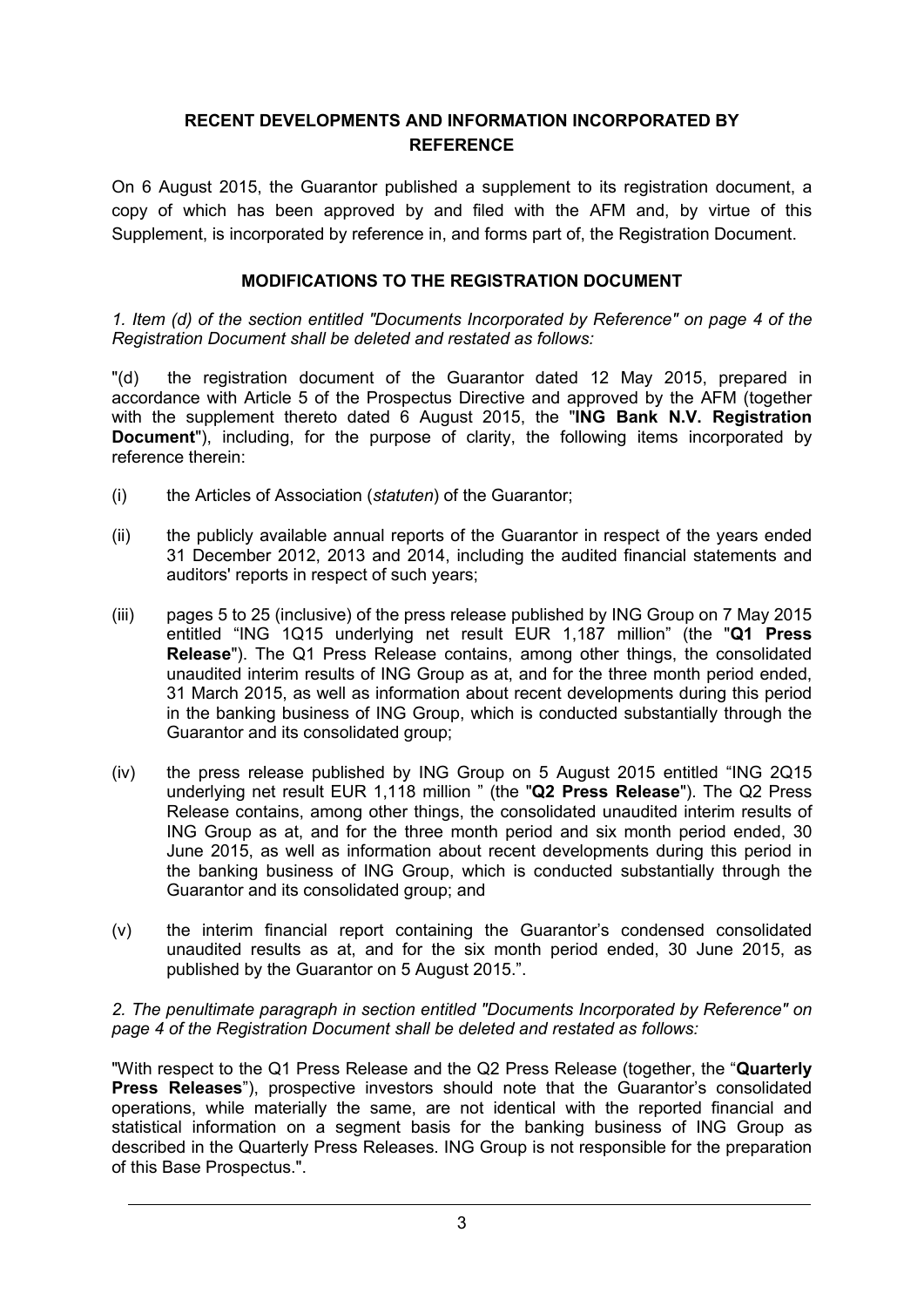## RECENT DEVELOPMENTS AND INFORMATION INCORPORATED BY REFERENCE

On 6 August 2015, the Guarantor published a supplement to its registration document, a copy of which has been approved by and filed with the AFM and, by virtue of this Supplement, is incorporated by reference in, and forms part of, the Registration Document.

## MODIFICATIONS TO THE REGISTRATION DOCUMENT

*1. Item (d) of the section entitled "Documents Incorporated by Reference" on page 4 of the Registration Document shall be deleted and restated as follows:*

"(d) the registration document of the Guarantor dated 12 May 2015, prepared in accordance with Article 5 of the Prospectus Directive and approved by the AFM (together with the supplement thereto dated 6 August 2015, the "**ING Bank N.V. Registration Document**"), including, for the purpose of clarity, the following items incorporated by reference therein:

(i) the Articles of Association (*statuten*) of the Guarantor;

(ii) the publicly available annual reports of the Guarantor in respect of the years ended 31 December 2012, 2013 and 2014, including the audited financial statements and auditors' reports in respect of such years;

(iii) pages 5 to 25 (inclusive) of the press release published by ING Group on 7 May 2015 entitled "ING 1Q15 underlying net result EUR 1,187 million" (the "**Q1 Press Release**"). The Q1 Press Release contains, among other things, the consolidated unaudited interim results of ING Group as at, and for the three month period ended, 31 March 2015, as well as information about recent developments during this period in the banking business of ING Group, which is conducted substantially through the Guarantor and its consolidated group;

(iv) the press release published by ING Group on 5 August 2015 entitled "ING 2Q15 underlying net result EUR 1,118 million " (the "**Q2 Press Release**"). The Q2 Press Release contains, among other things, the consolidated unaudited interim results of ING Group as at, and for the three month period and six month period ended, 30 June 2015, as well as information about recent developments during this period in the banking business of ING Group, which is conducted substantially through the Guarantor and its consolidated group; and

(v) the interim financial report containing the Guarantor's condensed consolidated unaudited results as at, and for the six month period ended, 30 June 2015, as published by the Guarantor on 5 August 2015.".

*2. The penultimate paragraph in section entitled "Documents Incorporated by Reference" on page 4 of the Registration Document shall be deleted and restated as follows:*

"With respect to the Q1 Press Release and the Q2 Press Release (together, the "**Quarterly Press Releases**"), prospective investors should note that the Guarantor's consolidated operations, while materially the same, are not identical with the reported financial and statistical information on a segment basis for the banking business of ING Group as described in the Quarterly Press Releases. ING Group is not responsible for the preparation of this Base Prospectus.".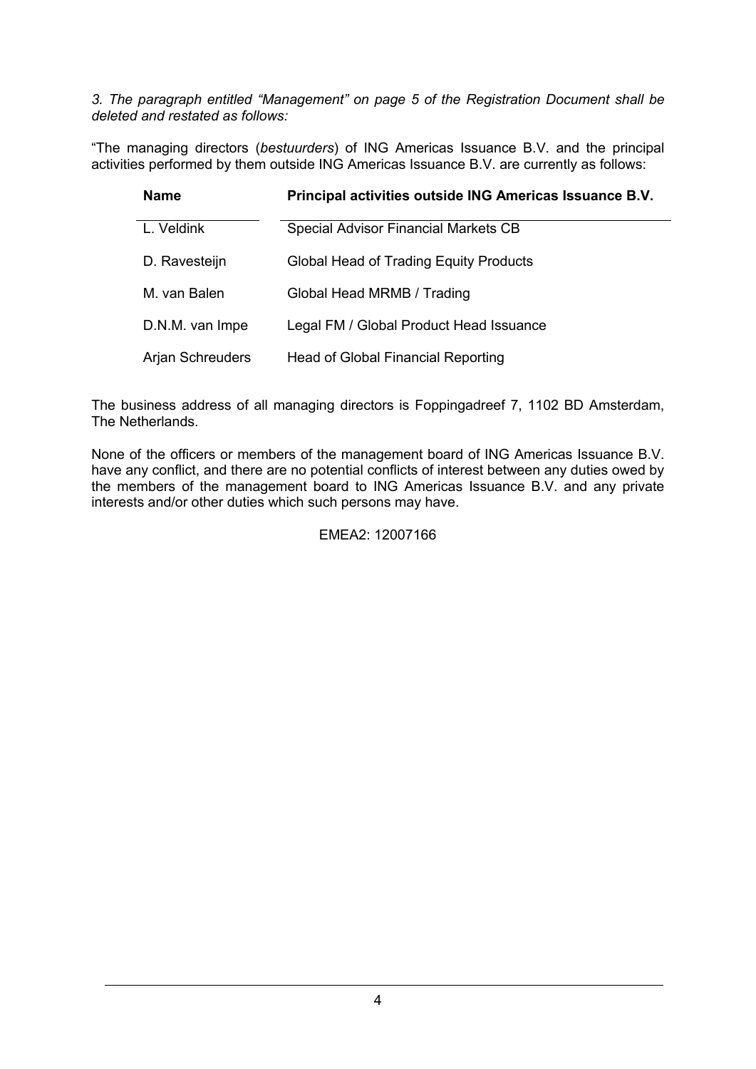*3. The paragraph entitled "Management" on page 5 of the Registration Document shall be deleted and restated as follows:*

"The managing directors (*bestuurders*) of ING Americas Issuance B.V. and the principal activities performed by them outside ING Americas Issuance B.V. are currently as follows:

| **Name** | **Principal activities outside ING Americas Issuance B.V.** |
|---|---|
| L. Veldink | Special Advisor Financial Markets CB |
| D. Ravesteijn | Global Head of Trading Equity Products |
| M. van Balen | Global Head MRMB / Trading |
| D.N.M. van Impe | Legal FM / Global Product Head Issuance |
| Arjan Schreuders | Head of Global Financial Reporting |

The business address of all managing directors is Foppingadreef 7, 1102 BD Amsterdam, The Netherlands.

None of the officers or members of the management board of ING Americas Issuance B.V. have any conflict, and there are no potential conflicts of interest between any duties owed by the members of the management board to ING Americas Issuance B.V. and any private interests and/or other duties which such persons may have.

EMEA2: 12007166